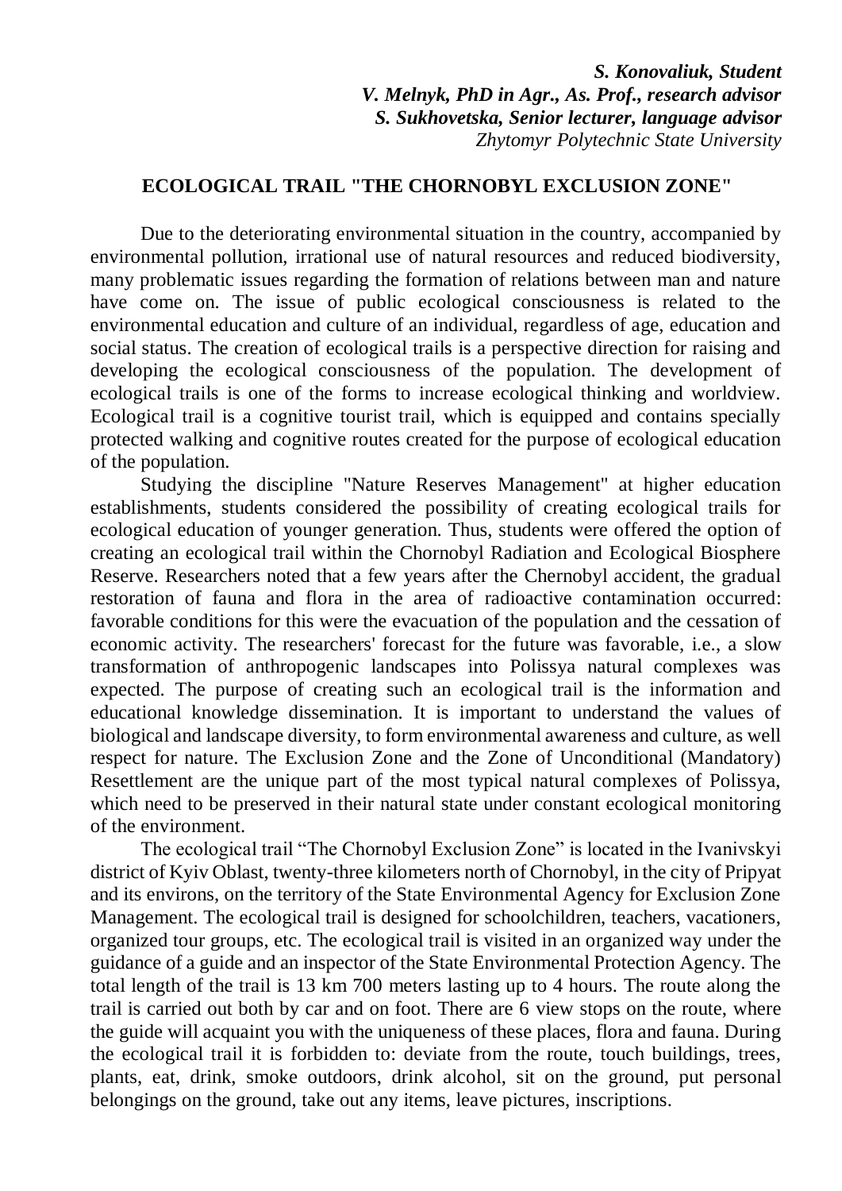***S. Konovaliuk, Student***
***V. Melnyk, PhD in Agr., As. Prof., research advisor***
***S. Sukhovetska, Senior lecturer, language advisor***
*Zhytomyr Polytechnic State University*

## ECOLOGICAL TRAIL "THE CHORNOBYL EXCLUSION ZONE"

Due to the deteriorating environmental situation in the country, accompanied by environmental pollution, irrational use of natural resources and reduced biodiversity, many problematic issues regarding the formation of relations between man and nature have come on. The issue of public ecological consciousness is related to the environmental education and culture of an individual, regardless of age, education and social status. The creation of ecological trails is a perspective direction for raising and developing the ecological consciousness of the population. The development of ecological trails is one of the forms to increase ecological thinking and worldview. Ecological trail is a cognitive tourist trail, which is equipped and contains specially protected walking and cognitive routes created for the purpose of ecological education of the population.

Studying the discipline "Nature Reserves Management" at higher education establishments, students considered the possibility of creating ecological trails for ecological education of younger generation. Thus, students were offered the option of creating an ecological trail within the Chornobyl Radiation and Ecological Biosphere Reserve. Researchers noted that a few years after the Chernobyl accident, the gradual restoration of fauna and flora in the area of radioactive contamination occurred: favorable conditions for this were the evacuation of the population and the cessation of economic activity. The researchers' forecast for the future was favorable, i.e., a slow transformation of anthropogenic landscapes into Polissya natural complexes was expected. The purpose of creating such an ecological trail is the information and educational knowledge dissemination. It is important to understand the values of biological and landscape diversity, to form environmental awareness and culture, as well respect for nature. The Exclusion Zone and the Zone of Unconditional (Mandatory) Resettlement are the unique part of the most typical natural complexes of Polissya, which need to be preserved in their natural state under constant ecological monitoring of the environment.

The ecological trail "The Chornobyl Exclusion Zone" is located in the Ivanivskyi district of Kyiv Oblast, twenty-three kilometers north of Chornobyl, in the city of Pripyat and its environs, on the territory of the State Environmental Agency for Exclusion Zone Management. The ecological trail is designed for schoolchildren, teachers, vacationers, organized tour groups, etc. The ecological trail is visited in an organized way under the guidance of a guide and an inspector of the State Environmental Protection Agency. The total length of the trail is 13 km 700 meters lasting up to 4 hours. The route along the trail is carried out both by car and on foot. There are 6 view stops on the route, where the guide will acquaint you with the uniqueness of these places, flora and fauna. During the ecological trail it is forbidden to: deviate from the route, touch buildings, trees, plants, eat, drink, smoke outdoors, drink alcohol, sit on the ground, put personal belongings on the ground, take out any items, leave pictures, inscriptions.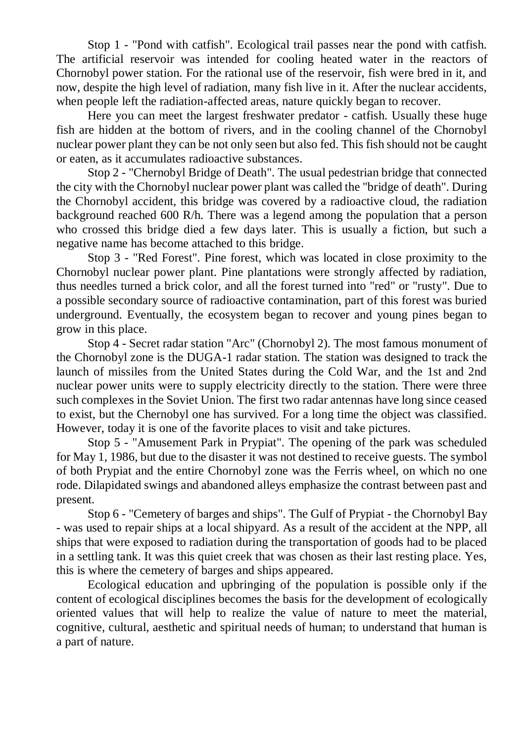Stop 1 - "Pond with catfish". Ecological trail passes near the pond with catfish. The artificial reservoir was intended for cooling heated water in the reactors of Chornobyl power station. For the rational use of the reservoir, fish were bred in it, and now, despite the high level of radiation, many fish live in it. After the nuclear accidents, when people left the radiation-affected areas, nature quickly began to recover.

Here you can meet the largest freshwater predator - catfish. Usually these huge fish are hidden at the bottom of rivers, and in the cooling channel of the Chornobyl nuclear power plant they can be not only seen but also fed. This fish should not be caught or eaten, as it accumulates radioactive substances.

Stop 2 - "Chernobyl Bridge of Death". The usual pedestrian bridge that connected the city with the Chornobyl nuclear power plant was called the "bridge of death". During the Chornobyl accident, this bridge was covered by a radioactive cloud, the radiation background reached 600 R/h. There was a legend among the population that a person who crossed this bridge died a few days later. This is usually a fiction, but such a negative name has become attached to this bridge.

Stop 3 - "Red Forest". Pine forest, which was located in close proximity to the Chornobyl nuclear power plant. Pine plantations were strongly affected by radiation, thus needles turned a brick color, and all the forest turned into "red" or "rusty". Due to a possible secondary source of radioactive contamination, part of this forest was buried underground. Eventually, the ecosystem began to recover and young pines began to grow in this place.

Stop 4 - Secret radar station "Arc" (Chornobyl 2). The most famous monument of the Chornobyl zone is the DUGA-1 radar station. The station was designed to track the launch of missiles from the United States during the Cold War, and the 1st and 2nd nuclear power units were to supply electricity directly to the station. There were three such complexes in the Soviet Union. The first two radar antennas have long since ceased to exist, but the Chernobyl one has survived. For a long time the object was classified. However, today it is one of the favorite places to visit and take pictures.

Stop 5 - "Amusement Park in Prypiat". The opening of the park was scheduled for May 1, 1986, but due to the disaster it was not destined to receive guests. The symbol of both Prypiat and the entire Chornobyl zone was the Ferris wheel, on which no one rode. Dilapidated swings and abandoned alleys emphasize the contrast between past and present.

Stop 6 - "Cemetery of barges and ships". The Gulf of Prypiat - the Chornobyl Bay - was used to repair ships at a local shipyard. As a result of the accident at the NPP, all ships that were exposed to radiation during the transportation of goods had to be placed in a settling tank. It was this quiet creek that was chosen as their last resting place. Yes, this is where the cemetery of barges and ships appeared.

Ecological education and upbringing of the population is possible only if the content of ecological disciplines becomes the basis for the development of ecologically oriented values that will help to realize the value of nature to meet the material, cognitive, cultural, aesthetic and spiritual needs of human; to understand that human is a part of nature.